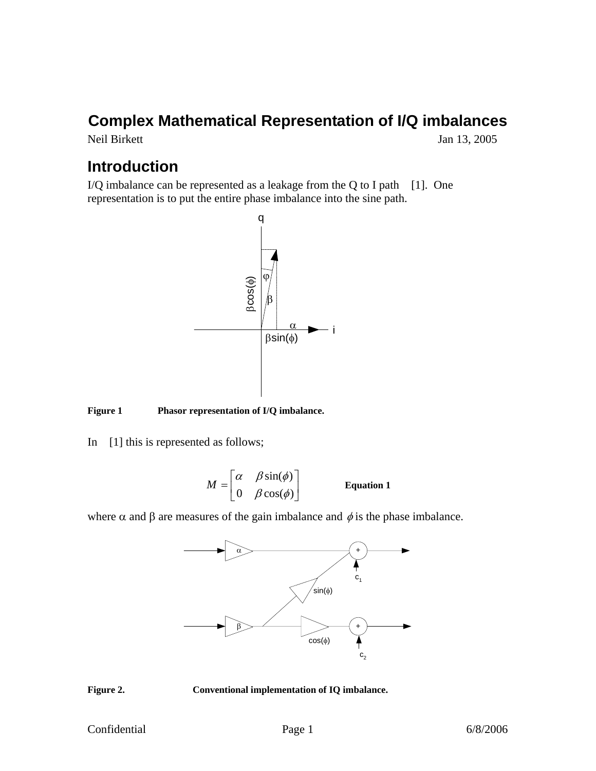# Complex Mathematical Representation of I/Q imbalances

Neil Birkett Jan 13, 2005

## Introduction

I/Q imbalance can be represented as a leakage from the Q to I path [1]. One representation is to put the entire phase imbalance into the sine path.

**Figure 1** **Phasor representation of I/Q imbalance.**

In [1] this is represented as follows;

$$M = \begin{bmatrix} \alpha & \beta \sin(\phi) \\ 0 & \beta \cos(\phi) \end{bmatrix} \qquad \textbf{Equation 1}$$

where $\alpha$ and $\beta$ are measures of the gain imbalance and $\phi$ is the phase imbalance.

**Figure 2.** **Conventional implementation of IQ imbalance.**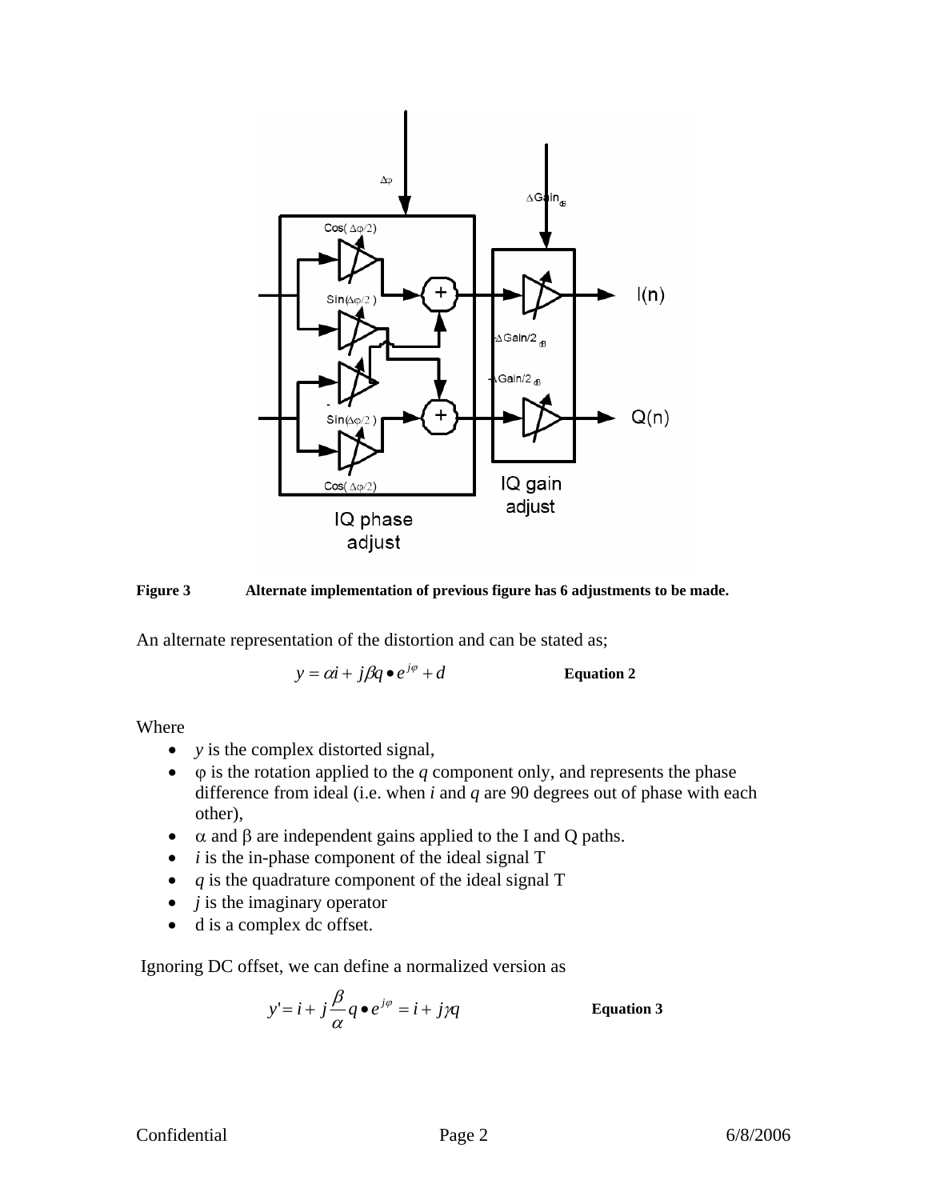**Figure 3 Alternate implementation of previous figure has 6 adjustments to be made.**

An alternate representation of the distortion and can be stated as;

$$y = \alpha i + j\beta q \bullet e^{j\varphi} + d \qquad \textbf{Equation 2}$$

Where

- $y$ is the complex distorted signal,
- $\varphi$ is the rotation applied to the $q$ component only, and represents the phase difference from ideal (i.e. when $i$ and $q$ are 90 degrees out of phase with each other),
- $\alpha$ and $\beta$ are independent gains applied to the I and Q paths.
- $i$ is the in-phase component of the ideal signal T
- $q$ is the quadrature component of the ideal signal T
- $j$ is the imaginary operator
- d is a complex dc offset.

Ignoring DC offset, we can define a normalized version as

$$y' = i + j\frac{\beta}{\alpha} q \bullet e^{j\varphi} = i + j\gamma q \qquad \textbf{Equation 3}$$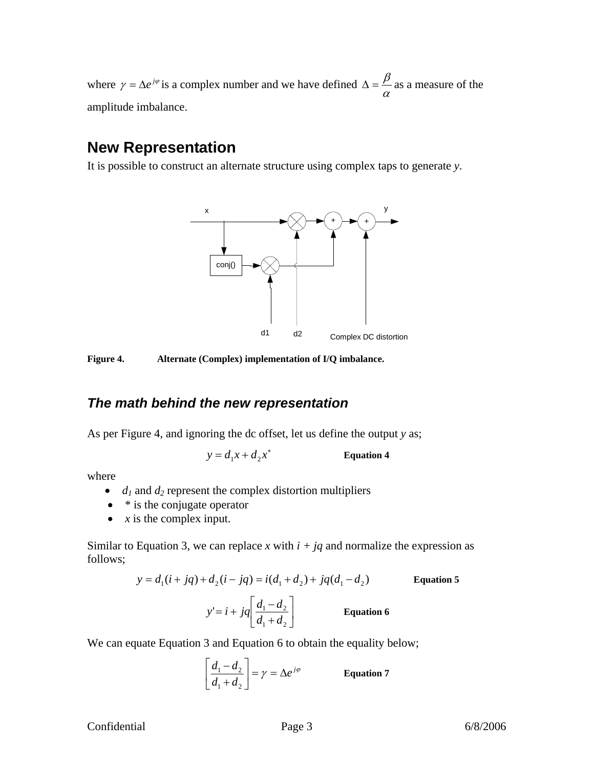where $\gamma = \Delta e^{j\varphi}$ is a complex number and we have defined $\Delta = \frac{\beta}{\alpha}$ as a measure of the amplitude imbalance.

## New Representation

It is possible to construct an alternate structure using complex taps to generate *y*.

**Figure 4. Alternate (Complex) implementation of I/Q imbalance.**

### *The math behind the new representation*

As per Figure 4, and ignoring the dc offset, let us define the output *y* as;

$$y = d_1 x + d_2 x^* \qquad \textbf{Equation 4}$$

where

- $d_1$ and $d_2$ represent the complex distortion multipliers
- $*$ is the conjugate operator
- $x$ is the complex input.

Similar to Equation 3, we can replace $x$ with $i + jq$ and normalize the expression as follows;

$$y = d_1(i + jq) + d_2(i - jq) = i(d_1 + d_2) + jq(d_1 - d_2) \qquad \textbf{Equation 5}$$

$$y' = i + jq\left[\frac{d_1 - d_2}{d_1 + d_2}\right] \qquad \textbf{Equation 6}$$

We can equate Equation 3 and Equation 6 to obtain the equality below;

$$\left[\frac{d_1 - d_2}{d_1 + d_2}\right] = \gamma = \Delta e^{j\varphi} \qquad \textbf{Equation 7}$$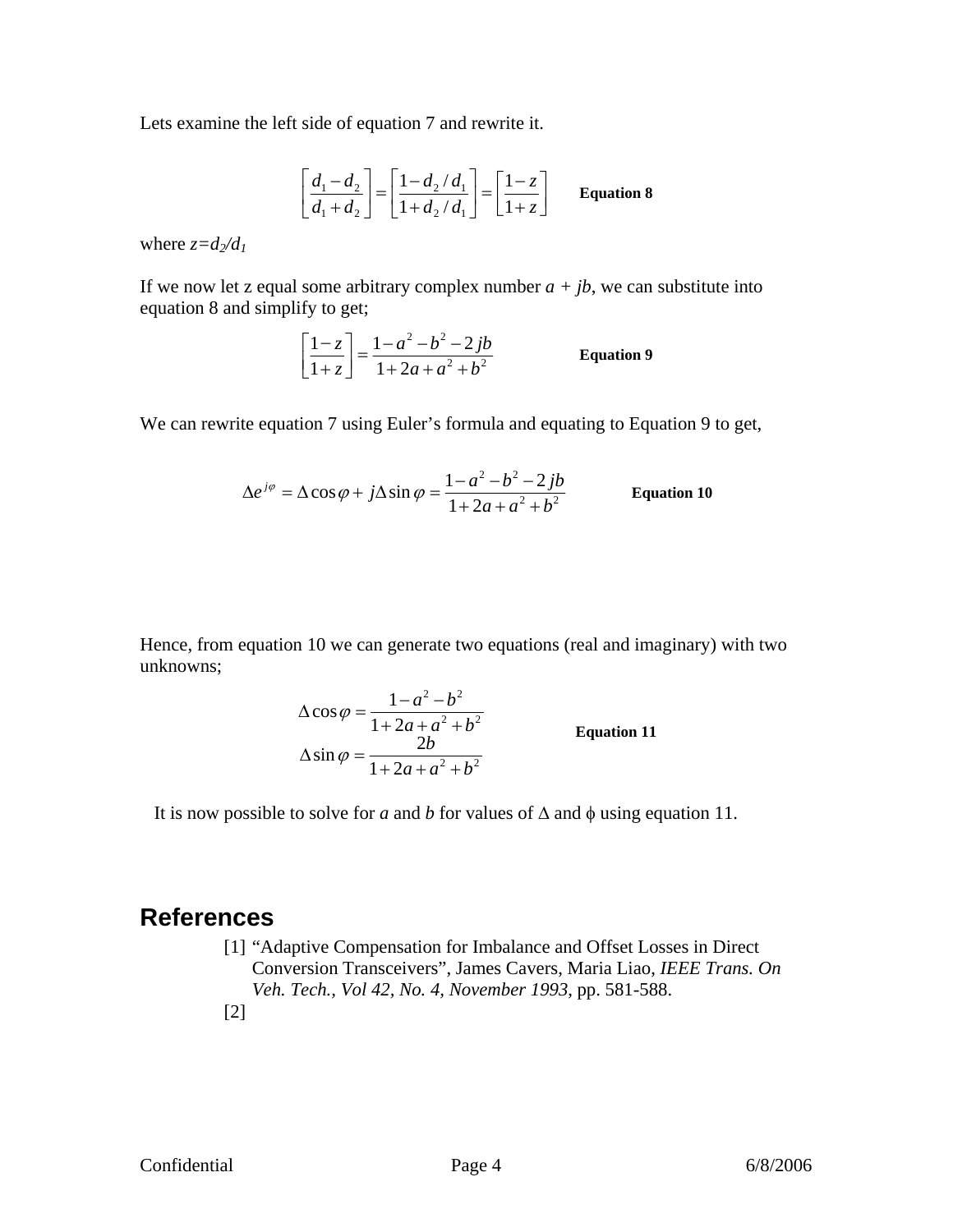Lets examine the left side of equation 7 and rewrite it.

$$\left[\frac{d_1 - d_2}{d_1 + d_2}\right] = \left[\frac{1 - d_2 / d_1}{1 + d_2 / d_1}\right] = \left[\frac{1 - z}{1 + z}\right] \qquad \textbf{Equation 8}$$

where $z = d_2/d_1$

If we now let z equal some arbitrary complex number $a + jb$, we can substitute into equation 8 and simplify to get;

$$\left[\frac{1 - z}{1 + z}\right] = \frac{1 - a^2 - b^2 - 2jb}{1 + 2a + a^2 + b^2} \qquad \textbf{Equation 9}$$

We can rewrite equation 7 using Euler's formula and equating to Equation 9 to get,

$$\Delta e^{j\varphi} = \Delta \cos\varphi + j\Delta \sin\varphi = \frac{1 - a^2 - b^2 - 2jb}{1 + 2a + a^2 + b^2} \qquad \textbf{Equation 10}$$

Hence, from equation 10 we can generate two equations (real and imaginary) with two unknowns;

$$\Delta \cos\varphi = \frac{1 - a^2 - b^2}{1 + 2a + a^2 + b^2}$$
$$\Delta \sin\varphi = \frac{2b}{1 + 2a + a^2 + b^2} \qquad \textbf{Equation 11}$$

It is now possible to solve for $a$ and $b$ for values of $\Delta$ and $\phi$ using equation 11.

## References

[1] "Adaptive Compensation for Imbalance and Offset Losses in Direct Conversion Transceivers", James Cavers, Maria Liao, *IEEE Trans. On Veh. Tech., Vol 42, No. 4, November 1993*, pp. 581-588.

[2]